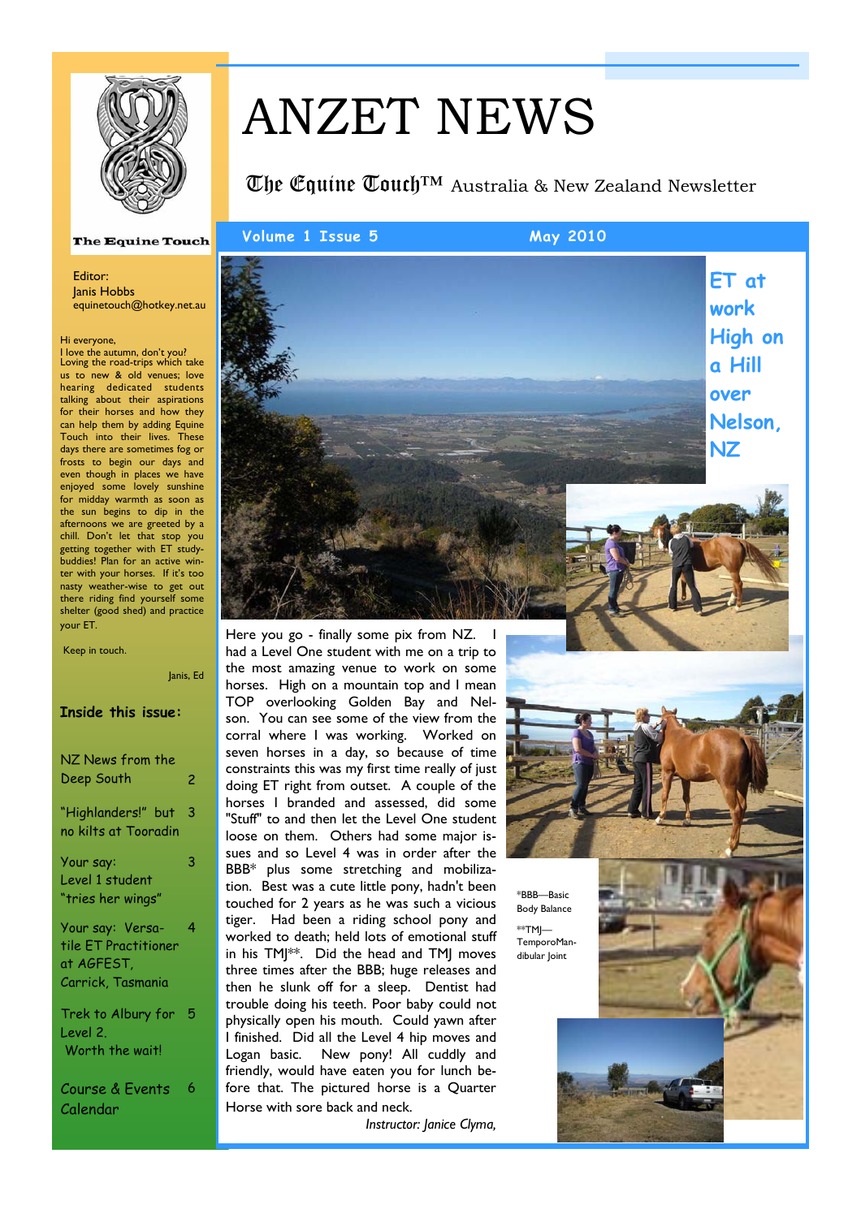# ANZET NEWS

The Equine Touch™ Australia & New Zealand Newsletter

**Volume 1 Issue 5** — **May 2010**

The Equine Touch

Editor:
Janis Hobbs
equinetouch@hotkey.net.au

Hi everyone,
I love the autumn, don't you? Loving the road-trips which take us to new & old venues; love hearing dedicated students talking about their aspirations for their horses and how they can help them by adding Equine Touch into their lives. These days there are sometimes fog or frosts to begin our days and even though in places we have enjoyed some lovely sunshine for midday warmth as soon as the sun begins to dip in the afternoons we are greeted by a chill. Don't let that stop you getting together with ET study-buddies! Plan for an active winter with your horses. If it's too nasty weather-wise to get out there riding find yourself some shelter (good shed) and practice your ET.

Keep in touch.

Janis, Ed

## Inside this issue:

| | |
|---|---|
| NZ News from the Deep South | 2 |
| "Highlanders!" but no kilts at Tooradin | 3 |
| Your say: Level 1 student "tries her wings" | 3 |
| Your say: Versatile ET Practitioner at AGFEST, Carrick, Tasmania | 4 |
| Trek to Albury for Level 2. Worth the wait! | 5 |
| Course & Events Calendar | 6 |

## ET at work High on a Hill over Nelson, NZ

Here you go - finally some pix from NZ. I had a Level One student with me on a trip to the most amazing venue to work on some horses. High on a mountain top and I mean TOP overlooking Golden Bay and Nelson. You can see some of the view from the corral where I was working. Worked on seven horses in a day, so because of time constraints this was my first time really of just doing ET right from outset. A couple of the horses I branded and assessed, did some "Stuff" to and then let the Level One student loose on them. Others had some major issues and so Level 4 was in order after the BBB* plus some stretching and mobilization. Best was a cute little pony, hadn't been touched for 2 years as he was such a vicious tiger. Had been a riding school pony and worked to death; held lots of emotional stuff in his TMJ**. Did the head and TMJ moves three times after the BBB; huge releases and then he slunk off for a sleep. Dentist had trouble doing his teeth. Poor baby could not physically open his mouth. Could yawn after I finished. Did all the Level 4 hip moves and Logan basic. New pony! All cuddly and friendly, would have eaten you for lunch before that. The pictured horse is a Quarter Horse with sore back and neck.

*Instructor: Janice Clyma,*

*BBB—Basic Body Balance

**TMJ—TemporoMandibular Joint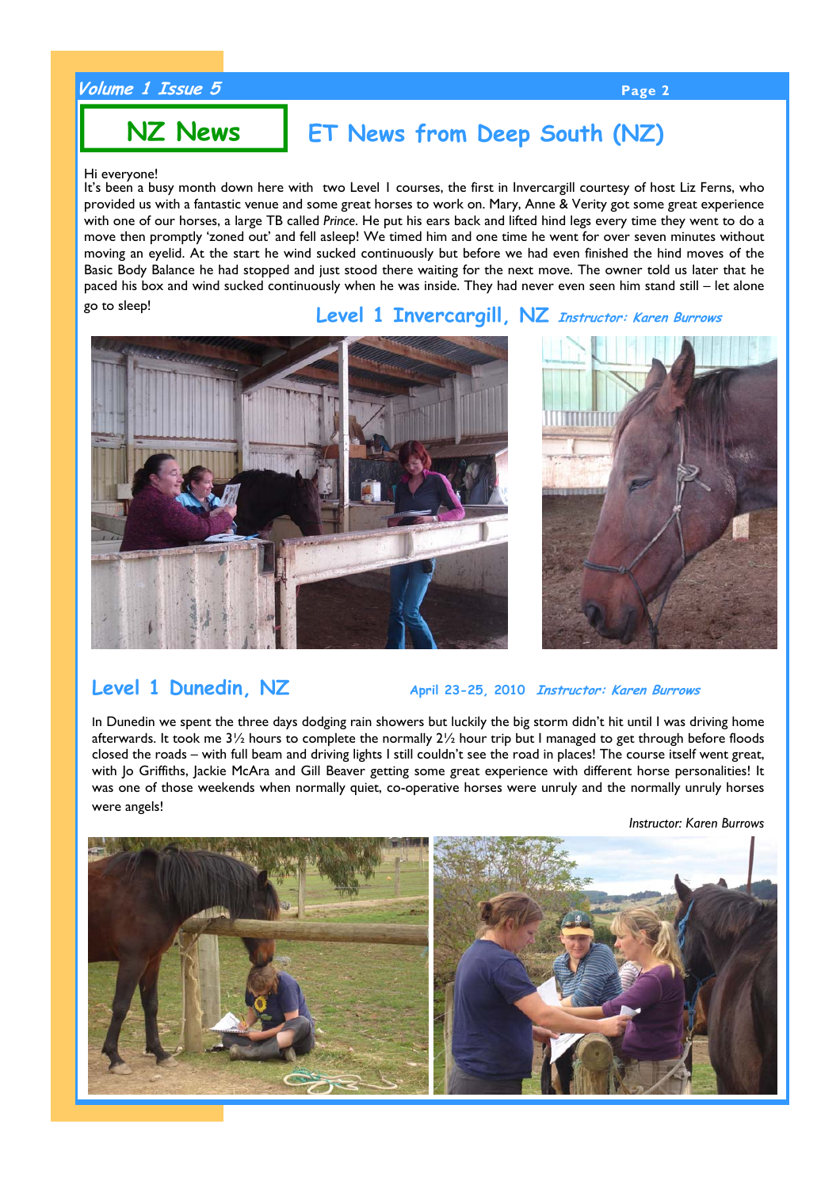## NZ News

# ET News from Deep South (NZ)

Hi everyone!

It's been a busy month down here with two Level I courses, the first in Invercargill courtesy of host Liz Ferns, who provided us with a fantastic venue and some great horses to work on. Mary, Anne & Verity got some great experience with one of our horses, a large TB called *Prince*. He put his ears back and lifted hind legs every time they went to do a move then promptly 'zoned out' and fell asleep! We timed him and one time he went for over seven minutes without moving an eyelid. At the start he wind sucked continuously but before we had even finished the hind moves of the Basic Body Balance he had stopped and just stood there waiting for the next move. The owner told us later that he paced his box and wind sucked continuously when he was inside. They had never even seen him stand still – let alone go to sleep!

### Level 1 Invercargill, NZ *Instructor: Karen Burrows*

### Level 1 Dunedin, NZ

**April 23-25, 2010** *Instructor: Karen Burrows*

In Dunedin we spent the three days dodging rain showers but luckily the big storm didn't hit until I was driving home afterwards. It took me 3½ hours to complete the normally 2½ hour trip but I managed to get through before floods closed the roads – with full beam and driving lights I still couldn't see the road in places! The course itself went great, with Jo Griffiths, Jackie McAra and Gill Beaver getting some great experience with different horse personalities! It was one of those weekends when normally quiet, co-operative horses were unruly and the normally unruly horses were angels!

*Instructor: Karen Burrows*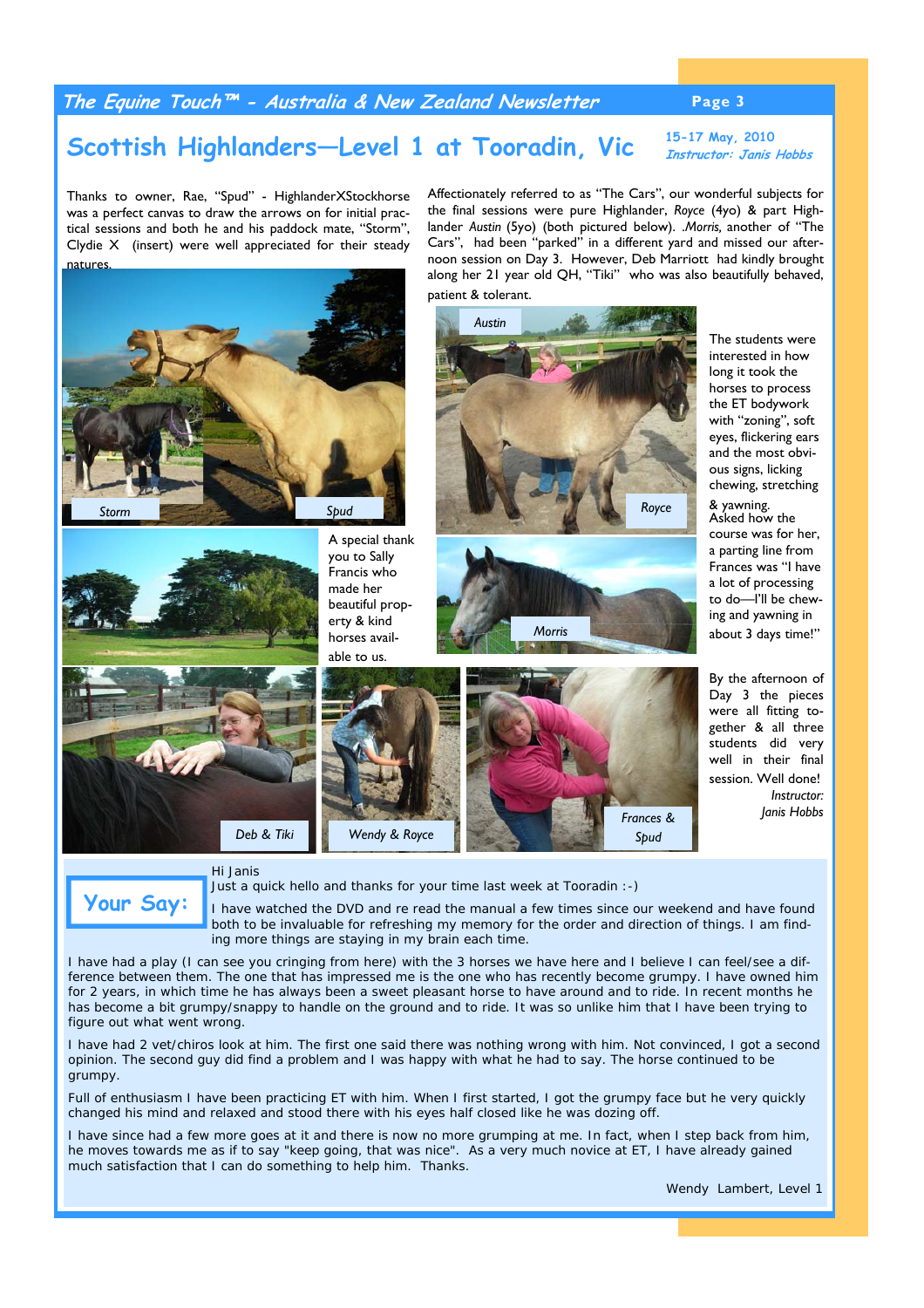## Scottish Highlanders—Level 1 at Tooradin, Vic

*15-17 May, 2010*
*Instructor: Janis Hobbs*

Thanks to owner, Rae, "Spud" - HighlanderXStockhorse was a perfect canvas to draw the arrows on for initial practical sessions and both he and his paddock mate, "Storm", Clydie X (insert) were well appreciated for their steady natures.

Storm

Spud

A special thank you to Sally Francis who made her beautiful property & kind horses available to us.

Affectionately referred to as "The Cars", our wonderful subjects for the final sessions were pure Highlander, *Royce* (4yo) & part Highlander *Austin* (5yo) (both pictured below). *.Morris,* another of "The Cars", had been "parked" in a different yard and missed our afternoon session on Day 3. However, Deb Marriott had kindly brought along her 21 year old QH, "Tiki" who was also beautifully behaved, patient & tolerant.

Austin

Royce

Morris

The students were interested in how long it took the horses to process the ET bodywork with "zoning", soft eyes, flickering ears and the most obvious signs, licking chewing, stretching & yawning.

Asked how the course was for her, a parting line from Frances was "I have a lot of processing to do—I'll be chewing and yawning in about 3 days time!"

Deb & Tiki

Wendy & Royce

Frances & Spud

By the afternoon of Day 3 the pieces were all fitting together & all three students did very well in their final session. Well done!

*Instructor:*
*Janis Hobbs*

## Your Say:

Hi Janis

Just a quick hello and thanks for your time last week at Tooradin :-)

I have watched the DVD and re read the manual a few times since our weekend and have found both to be invaluable for refreshing my memory for the order and direction of things. I am finding more things are staying in my brain each time.

I have had a play (I can see you cringing from here) with the 3 horses we have here and I believe I can feel/see a difference between them. The one that has impressed me is the one who has recently become grumpy. I have owned him for 2 years, in which time he has always been a sweet pleasant horse to have around and to ride. In recent months he has become a bit grumpy/snappy to handle on the ground and to ride. It was so unlike him that I have been trying to figure out what went wrong.

I have had 2 vet/chiros look at him. The first one said there was nothing wrong with him. Not convinced, I got a second opinion. The second guy did find a problem and I was happy with what he had to say. The horse continued to be grumpy.

Full of enthusiasm I have been practicing ET with him. When I first started, I got the grumpy face but he very quickly changed his mind and relaxed and stood there with his eyes half closed like he was dozing off.

I have since had a few more goes at it and there is now no more grumping at me. In fact, when I step back from him, he moves towards me as if to say "keep going, that was nice". As a very much novice at ET, I have already gained much satisfaction that I can do something to help him. Thanks.

Wendy Lambert, Level 1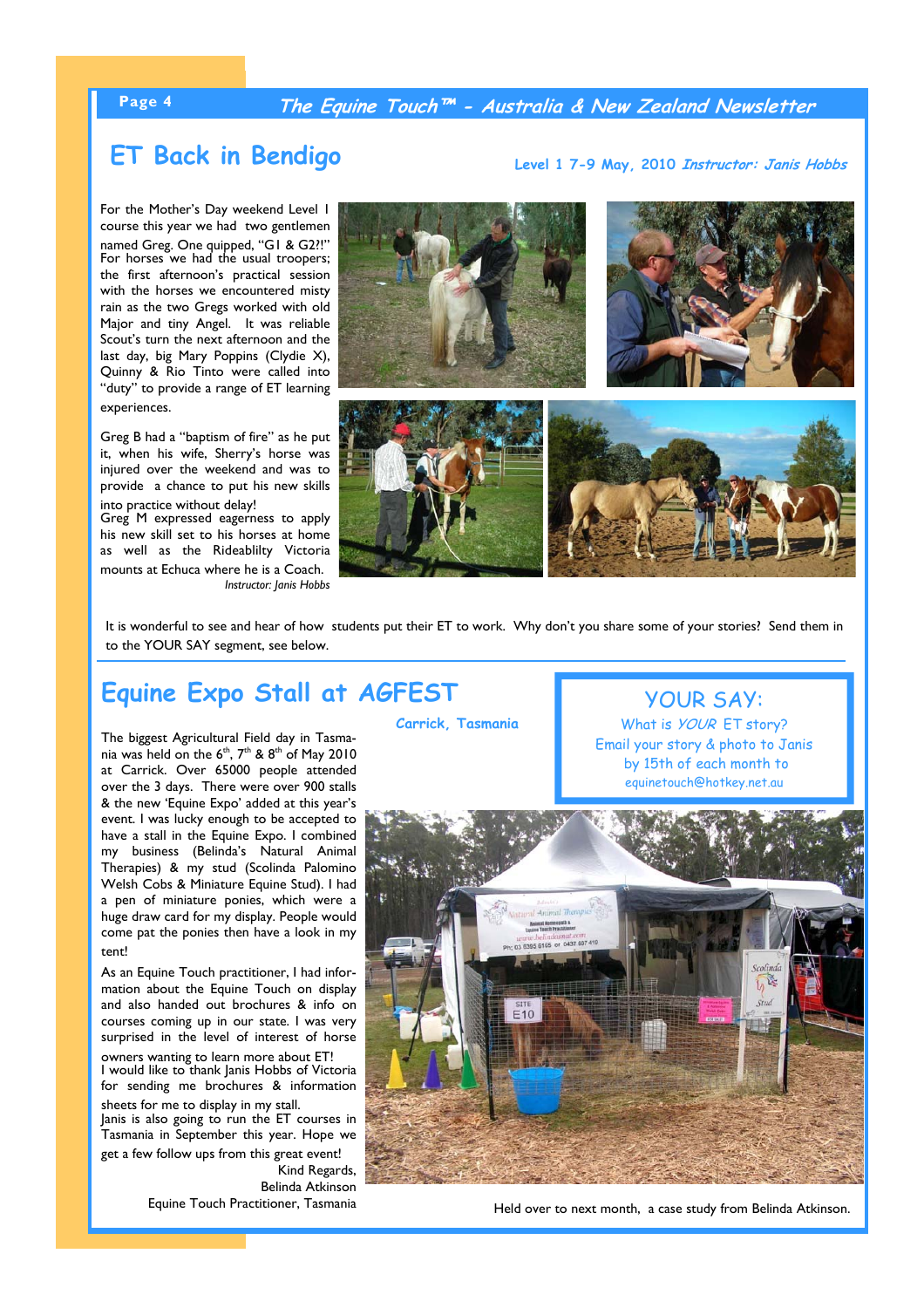## ET Back in Bendigo

**Level 1 7-9 May, 2010** ***Instructor: Janis Hobbs***

For the Mother's Day weekend Level I course this year we had two gentlemen named Greg. One quipped, "G1 & G2?!" For horses we had the usual troopers; the first afternoon's practical session with the horses we encountered misty rain as the two Gregs worked with old Major and tiny Angel. It was reliable Scout's turn the next afternoon and the last day, big Mary Poppins (Clydie X), Quinny & Rio Tinto were called into "duty" to provide a range of ET learning experiences.

Greg B had a "baptism of fire" as he put it, when his wife, Sherry's horse was injured over the weekend and was to provide a chance to put his new skills into practice without delay!
Greg M expressed eagerness to apply his new skill set to his horses at home as well as the Rideablility Victoria mounts at Echuca where he is a Coach.

*Instructor: Janis Hobbs*

It is wonderful to see and hear of how students put their ET to work. Why don't you share some of your stories? Send them in to the YOUR SAY segment, see below.

## Equine Expo Stall at AGFEST

**Carrick, Tasmania**

The biggest Agricultural Field day in Tasmania was held on the 6th, 7th & 8th of May 2010 at Carrick. Over 65000 people attended over the 3 days. There were over 900 stalls & the new 'Equine Expo' added at this year's event. I was lucky enough to be accepted to have a stall in the Equine Expo. I combined my business (Belinda's Natural Animal Therapies) & my stud (Scolinda Palomino Welsh Cobs & Miniature Equine Stud). I had a pen of miniature ponies, which were a huge draw card for my display. People would come pat the ponies then have a look in my tent!

As an Equine Touch practitioner, I had information about the Equine Touch on display and also handed out brochures & info on courses coming up in our state. I was very surprised in the level of interest of horse owners wanting to learn more about ET!
I would like to thank Janis Hobbs of Victoria for sending me brochures & information sheets for me to display in my stall.
Janis is also going to run the ET courses in Tasmania in September this year. Hope we get a few follow ups from this great event!

Kind Regards,
Belinda Atkinson
Equine Touch Practitioner, Tasmania

### YOUR SAY:

What is *YOUR* ET story?
Email your story & photo to Janis by 15th of each month to
equinetouch@hotkey.net.au

Held over to next month, a case study from Belinda Atkinson.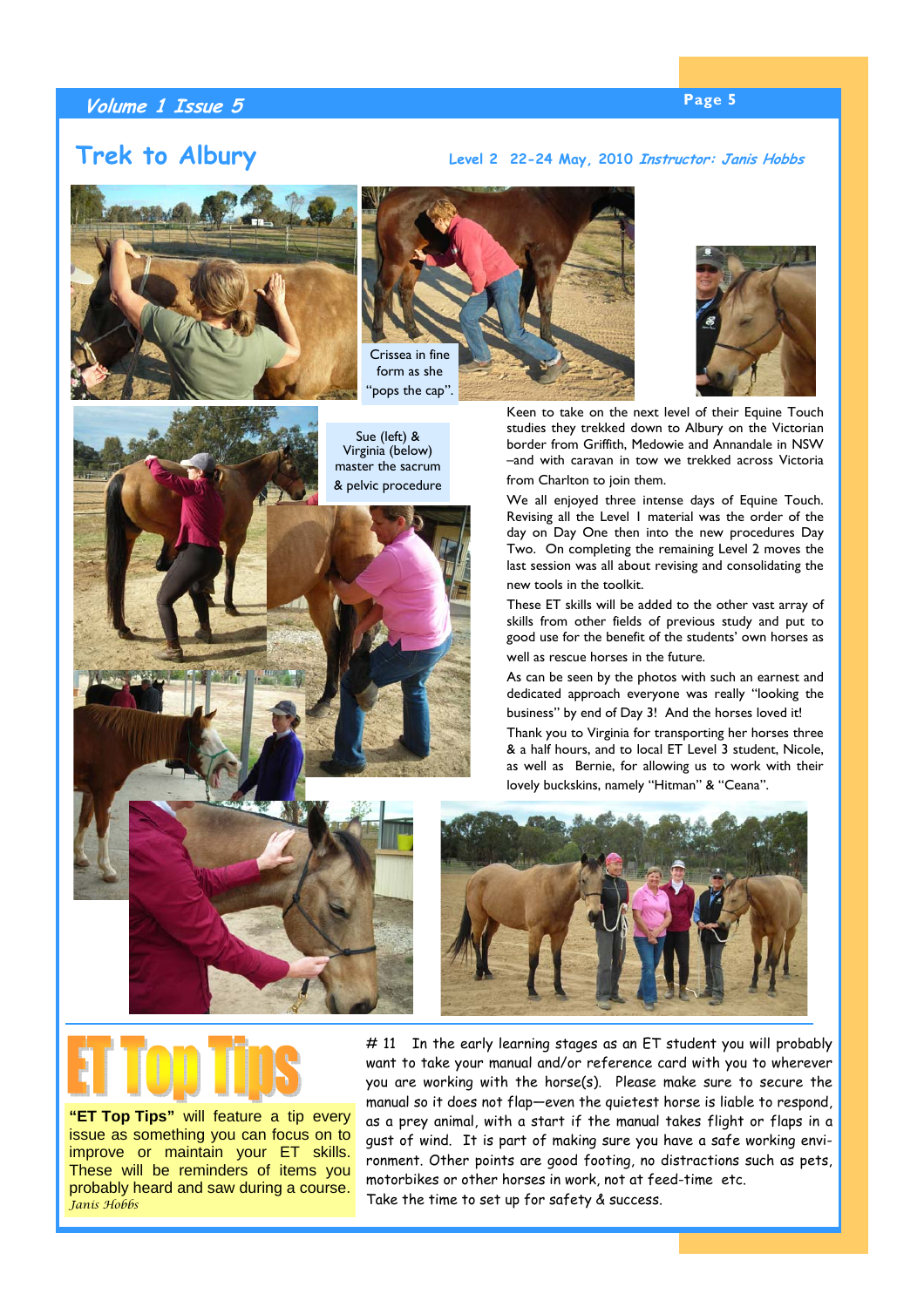## Trek to Albury

**Level 2 22-24 May, 2010** ***Instructor: Janis Hobbs***

Crissea in fine form as she "pops the cap".

Sue (left) & Virginia (below) master the sacrum & pelvic procedure

Keen to take on the next level of their Equine Touch studies they trekked down to Albury on the Victorian border from Griffith, Medowie and Annandale in NSW –and with caravan in tow we trekked across Victoria from Charlton to join them.

We all enjoyed three intense days of Equine Touch. Revising all the Level I material was the order of the day on Day One then into the new procedures Day Two. On completing the remaining Level 2 moves the last session was all about revising and consolidating the new tools in the toolkit.

These ET skills will be added to the other vast array of skills from other fields of previous study and put to good use for the benefit of the students' own horses as well as rescue horses in the future.

As can be seen by the photos with such an earnest and dedicated approach everyone was really "looking the business" by end of Day 3! And the horses loved it!

Thank you to Virginia for transporting her horses three & a half hours, and to local ET Level 3 student, Nicole, as well as Bernie, for allowing us to work with their lovely buckskins, namely "Hitman" & "Ceana".

## ET Top Tips

**"ET Top Tips"** will feature a tip every issue as something you can focus on to improve or maintain your ET skills. These will be reminders of items you probably heard and saw during a course.
*Janis Hobbs*

# 11 In the early learning stages as an ET student you will probably want to take your manual and/or reference card with you to wherever you are working with the horse(s). Please make sure to secure the manual so it does not flap—even the quietest horse is liable to respond, as a prey animal, with a start if the manual takes flight or flaps in a gust of wind. It is part of making sure you have a safe working environment. Other points are good footing, no distractions such as pets, motorbikes or other horses in work, not at feed-time etc.
Take the time to set up for safety & success.